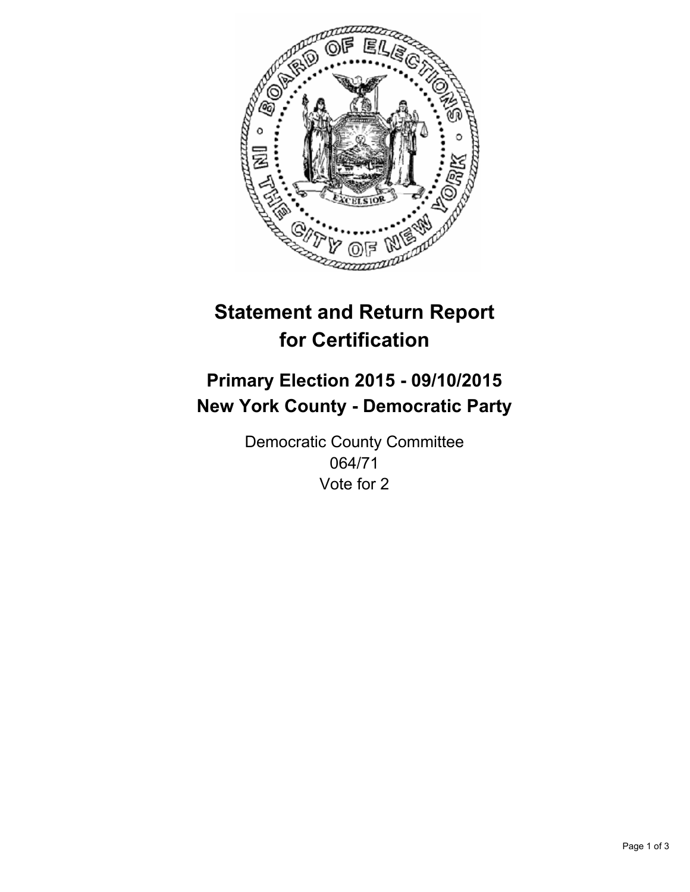# Statement and Return Report for Certification

## Primary Election 2015 - 09/10/2015
## New York County - Democratic Party

Democratic County Committee
064/71
Vote for 2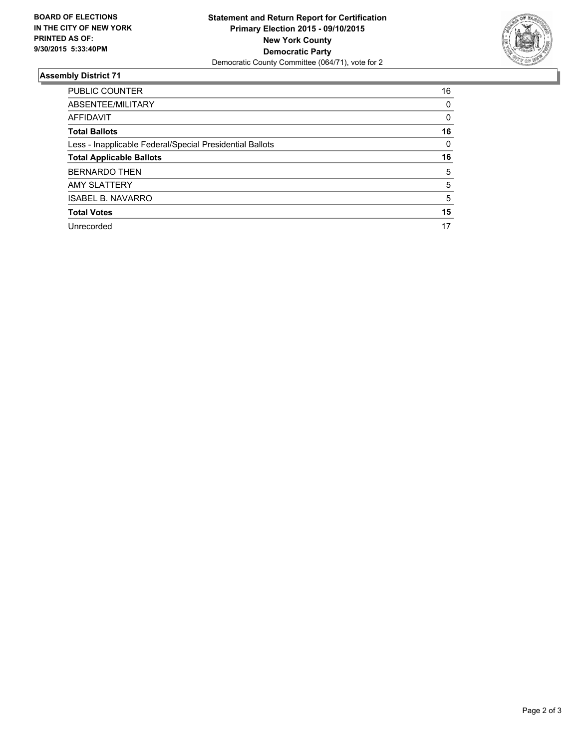**BOARD OF ELECTIONS IN THE CITY OF NEW YORK PRINTED AS OF: 9/30/2015 5:33:40PM**

**Statement and Return Report for Certification**
**Primary Election 2015 - 09/10/2015**
**New York County**
**Democratic Party**
Democratic County Committee (064/71), vote for 2

## Assembly District 71

| | |
|---|---|
| PUBLIC COUNTER | 16 |
| ABSENTEE/MILITARY | 0 |
| AFFIDAVIT | 0 |
| **Total Ballots** | **16** |
| Less - Inapplicable Federal/Special Presidential Ballots | 0 |
| **Total Applicable Ballots** | **16** |
| BERNARDO THEN | 5 |
| AMY SLATTERY | 5 |
| ISABEL B. NAVARRO | 5 |
| **Total Votes** | **15** |
| Unrecorded | 17 |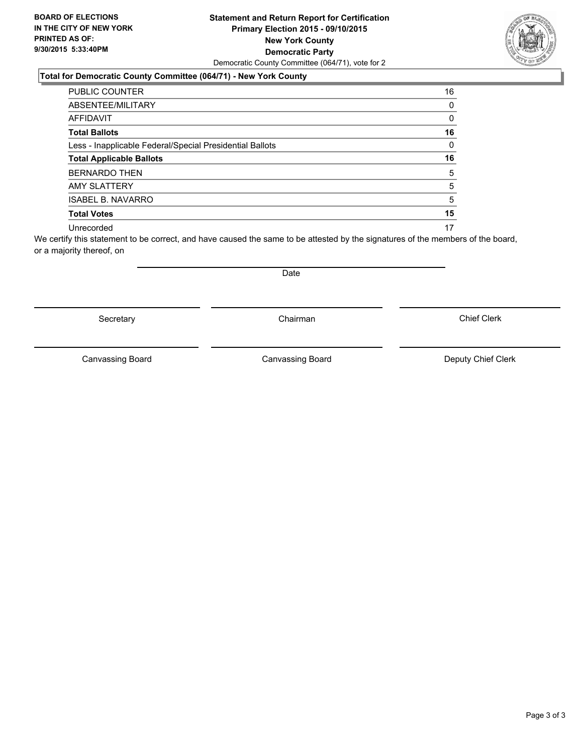**BOARD OF ELECTIONS**
**IN THE CITY OF NEW YORK**
**PRINTED AS OF:**
**9/30/2015 5:33:40PM**

**Statement and Return Report for Certification**
**Primary Election 2015 - 09/10/2015**
**New York County**
**Democratic Party**
Democratic County Committee (064/71), vote for 2

### Total for Democratic County Committee (064/71) - New York County

| | |
|---|---|
| PUBLIC COUNTER | 16 |
| ABSENTEE/MILITARY | 0 |
| AFFIDAVIT | 0 |
| **Total Ballots** | **16** |
| Less - Inapplicable Federal/Special Presidential Ballots | 0 |
| **Total Applicable Ballots** | **16** |
| BERNARDO THEN | 5 |
| AMY SLATTERY | 5 |
| ISABEL B. NAVARRO | 5 |
| **Total Votes** | **15** |
| Unrecorded | 17 |

We certify this statement to be correct, and have caused the same to be attested by the signatures of the members of the board, or a majority thereof, on

Date

Secretary

Chairman

Chief Clerk

Canvassing Board

Canvassing Board

Deputy Chief Clerk